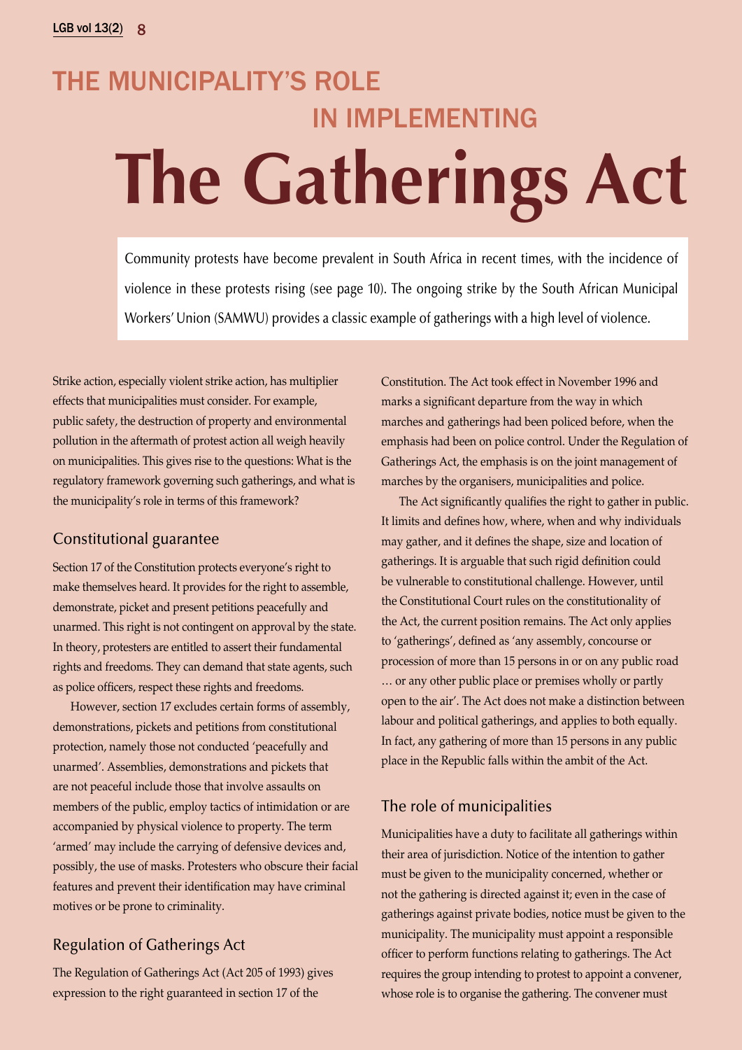# THE MUNICIPALITY'S ROLE IN IMPLEMENTING The Gatherings Act

Community protests have become prevalent in South Africa in recent times, with the incidence of violence in these protests rising (see page 10). The ongoing strike by the South African Municipal Workers' Union (SAMWU) provides a classic example of gatherings with a high level of violence.

Strike action, especially violent strike action, has multiplier effects that municipalities must consider. For example, public safety, the destruction of property and environmental pollution in the aftermath of protest action all weigh heavily on municipalities. This gives rise to the questions: What is the regulatory framework governing such gatherings, and what is the municipality's role in terms of this framework?

## Constitutional guarantee

Section 17 of the Constitution protects everyone's right to make themselves heard. It provides for the right to assemble, demonstrate, picket and present petitions peacefully and unarmed. This right is not contingent on approval by the state. In theory, protesters are entitled to assert their fundamental rights and freedoms. They can demand that state agents, such as police officers, respect these rights and freedoms.

However, section 17 excludes certain forms of assembly, demonstrations, pickets and petitions from constitutional protection, namely those not conducted 'peacefully and unarmed'. Assemblies, demonstrations and pickets that are not peaceful include those that involve assaults on members of the public, employ tactics of intimidation or are accompanied by physical violence to property. The term 'armed' may include the carrying of defensive devices and, possibly, the use of masks. Protesters who obscure their facial features and prevent their identification may have criminal motives or be prone to criminality.

## Regulation of Gatherings Act

The Regulation of Gatherings Act (Act 205 of 1993) gives expression to the right guaranteed in section 17 of the Constitution. The Act took effect in November 1996 and marks a significant departure from the way in which marches and gatherings had been policed before, when the emphasis had been on police control. Under the Regulation of Gatherings Act, the emphasis is on the joint management of marches by the organisers, municipalities and police.

The Act significantly qualifies the right to gather in public. It limits and defines how, where, when and why individuals may gather, and it defines the shape, size and location of gatherings. It is arguable that such rigid definition could be vulnerable to constitutional challenge. However, until the Constitutional Court rules on the constitutionality of the Act, the current position remains. The Act only applies to 'gatherings', defined as 'any assembly, concourse or procession of more than 15 persons in or on any public road … or any other public place or premises wholly or partly open to the air'. The Act does not make a distinction between labour and political gatherings, and applies to both equally. In fact, any gathering of more than 15 persons in any public place in the Republic falls within the ambit of the Act.

## The role of municipalities

Municipalities have a duty to facilitate all gatherings within their area of jurisdiction. Notice of the intention to gather must be given to the municipality concerned, whether or not the gathering is directed against it; even in the case of gatherings against private bodies, notice must be given to the municipality. The municipality must appoint a responsible officer to perform functions relating to gatherings. The Act requires the group intending to protest to appoint a convener, whose role is to organise the gathering. The convener must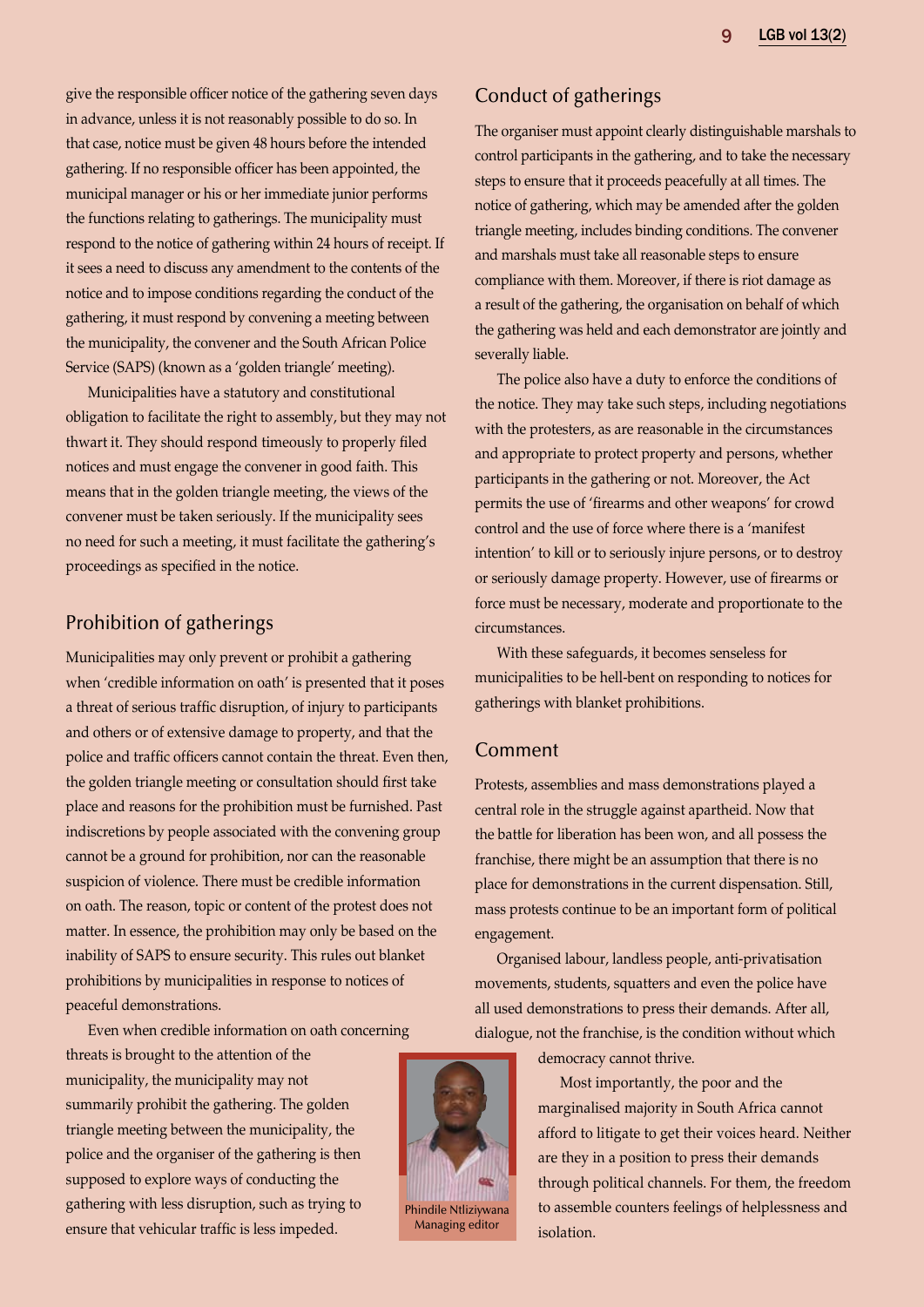give the responsible officer notice of the gathering seven days in advance, unless it is not reasonably possible to do so. In that case, notice must be given 48 hours before the intended gathering. If no responsible officer has been appointed, the municipal manager or his or her immediate junior performs the functions relating to gatherings. The municipality must respond to the notice of gathering within 24 hours of receipt. If it sees a need to discuss any amendment to the contents of the notice and to impose conditions regarding the conduct of the gathering, it must respond by convening a meeting between the municipality, the convener and the South African Police Service (SAPS) (known as a 'golden triangle' meeting).

Municipalities have a statutory and constitutional obligation to facilitate the right to assembly, but they may not thwart it. They should respond timeously to properly filed notices and must engage the convener in good faith. This means that in the golden triangle meeting, the views of the convener must be taken seriously. If the municipality sees no need for such a meeting, it must facilitate the gathering's proceedings as specified in the notice.

## Prohibition of gatherings

Municipalities may only prevent or prohibit a gathering when 'credible information on oath' is presented that it poses a threat of serious traffic disruption, of injury to participants and others or of extensive damage to property, and that the police and traffic officers cannot contain the threat. Even then, the golden triangle meeting or consultation should first take place and reasons for the prohibition must be furnished. Past indiscretions by people associated with the convening group cannot be a ground for prohibition, nor can the reasonable suspicion of violence. There must be credible information on oath. The reason, topic or content of the protest does not matter. In essence, the prohibition may only be based on the inability of SAPS to ensure security. This rules out blanket prohibitions by municipalities in response to notices of peaceful demonstrations.

Even when credible information on oath concerning threats is brought to the attention of the municipality, the municipality may not summarily prohibit the gathering. The golden triangle meeting between the municipality, the police and the organiser of the gathering is then supposed to explore ways of conducting the gathering with less disruption, such as trying to ensure that vehicular traffic is less impeded.

## Conduct of gatherings

The organiser must appoint clearly distinguishable marshals to control participants in the gathering, and to take the necessary steps to ensure that it proceeds peacefully at all times. The notice of gathering, which may be amended after the golden triangle meeting, includes binding conditions. The convener and marshals must take all reasonable steps to ensure compliance with them. Moreover, if there is riot damage as a result of the gathering, the organisation on behalf of which the gathering was held and each demonstrator are jointly and severally liable.

The police also have a duty to enforce the conditions of the notice. They may take such steps, including negotiations with the protesters, as are reasonable in the circumstances and appropriate to protect property and persons, whether participants in the gathering or not. Moreover, the Act permits the use of 'firearms and other weapons' for crowd control and the use of force where there is a 'manifest intention' to kill or to seriously injure persons, or to destroy or seriously damage property. However, use of firearms or force must be necessary, moderate and proportionate to the circumstances.

With these safeguards, it becomes senseless for municipalities to be hell-bent on responding to notices for gatherings with blanket prohibitions.

## Comment

Protests, assemblies and mass demonstrations played a central role in the struggle against apartheid. Now that the battle for liberation has been won, and all possess the franchise, there might be an assumption that there is no place for demonstrations in the current dispensation. Still, mass protests continue to be an important form of political engagement.

Organised labour, landless people, anti-privatisation movements, students, squatters and even the police have all used demonstrations to press their demands. After all, dialogue, not the franchise, is the condition without which democracy cannot thrive.

Most importantly, the poor and the marginalised majority in South Africa cannot afford to litigate to get their voices heard. Neither are they in a position to press their demands through political channels. For them, the freedom to assemble counters feelings of helplessness and isolation.

Phindile Ntliziywana
Managing editor